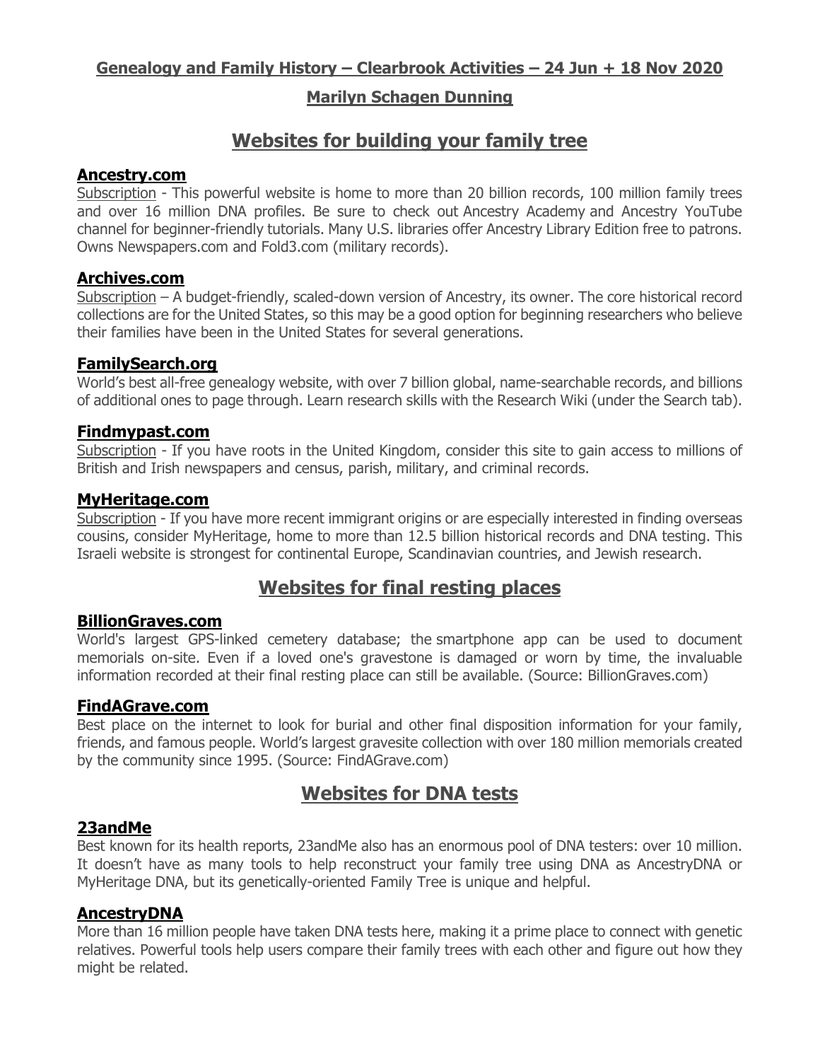**Genealogy and Family History – Clearbrook Activities – 24 Jun + 18 Nov 2020**

**Marilyn Schagen Dunning**

# Websites for building your family tree

### Ancestry.com

Subscription - This powerful website is home to more than 20 billion records, 100 million family trees and over 16 million DNA profiles. Be sure to check out Ancestry Academy and Ancestry YouTube channel for beginner-friendly tutorials. Many U.S. libraries offer Ancestry Library Edition free to patrons. Owns Newspapers.com and Fold3.com (military records).

### Archives.com

Subscription – A budget-friendly, scaled-down version of Ancestry, its owner. The core historical record collections are for the United States, so this may be a good option for beginning researchers who believe their families have been in the United States for several generations.

### FamilySearch.org

World's best all-free genealogy website, with over 7 billion global, name-searchable records, and billions of additional ones to page through. Learn research skills with the Research Wiki (under the Search tab).

### Findmypast.com

Subscription - If you have roots in the United Kingdom, consider this site to gain access to millions of British and Irish newspapers and census, parish, military, and criminal records.

### MyHeritage.com

Subscription - If you have more recent immigrant origins or are especially interested in finding overseas cousins, consider MyHeritage, home to more than 12.5 billion historical records and DNA testing. This Israeli website is strongest for continental Europe, Scandinavian countries, and Jewish research.

# Websites for final resting places

### BillionGraves.com

World's largest GPS-linked cemetery database; the smartphone app can be used to document memorials on-site. Even if a loved one's gravestone is damaged or worn by time, the invaluable information recorded at their final resting place can still be available. (Source: BillionGraves.com)

### FindAGrave.com

Best place on the internet to look for burial and other final disposition information for your family, friends, and famous people. World's largest gravesite collection with over 180 million memorials created by the community since 1995. (Source: FindAGrave.com)

# Websites for DNA tests

### 23andMe

Best known for its health reports, 23andMe also has an enormous pool of DNA testers: over 10 million. It doesn't have as many tools to help reconstruct your family tree using DNA as AncestryDNA or MyHeritage DNA, but its genetically-oriented Family Tree is unique and helpful.

### AncestryDNA

More than 16 million people have taken DNA tests here, making it a prime place to connect with genetic relatives. Powerful tools help users compare their family trees with each other and figure out how they might be related.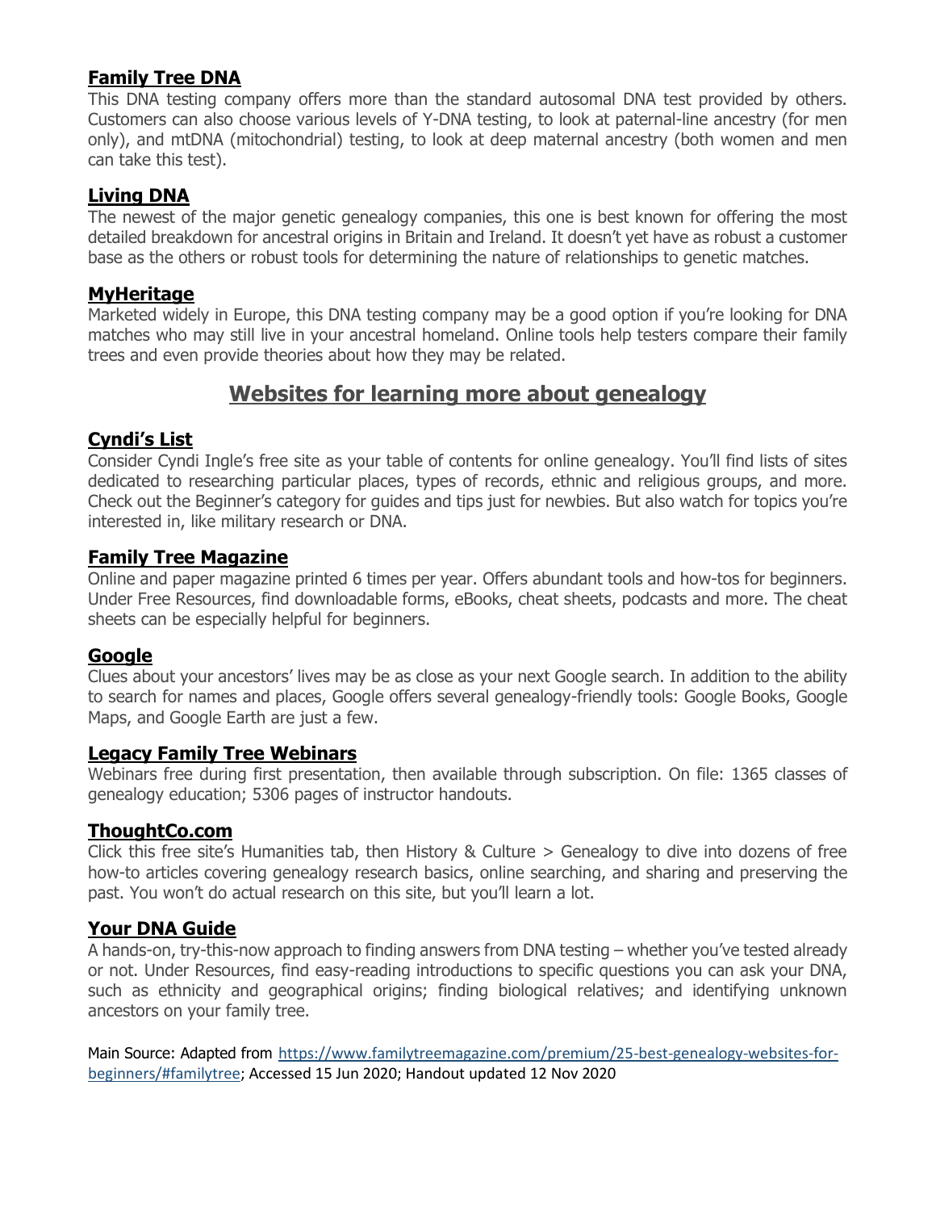### Family Tree DNA

This DNA testing company offers more than the standard autosomal DNA test provided by others. Customers can also choose various levels of Y-DNA testing, to look at paternal-line ancestry (for men only), and mtDNA (mitochondrial) testing, to look at deep maternal ancestry (both women and men can take this test).

### Living DNA

The newest of the major genetic genealogy companies, this one is best known for offering the most detailed breakdown for ancestral origins in Britain and Ireland. It doesn't yet have as robust a customer base as the others or robust tools for determining the nature of relationships to genetic matches.

### MyHeritage

Marketed widely in Europe, this DNA testing company may be a good option if you're looking for DNA matches who may still live in your ancestral homeland. Online tools help testers compare their family trees and even provide theories about how they may be related.

## Websites for learning more about genealogy

### Cyndi's List

Consider Cyndi Ingle's free site as your table of contents for online genealogy. You'll find lists of sites dedicated to researching particular places, types of records, ethnic and religious groups, and more. Check out the Beginner's category for guides and tips just for newbies. But also watch for topics you're interested in, like military research or DNA.

### Family Tree Magazine

Online and paper magazine printed 6 times per year. Offers abundant tools and how-tos for beginners. Under Free Resources, find downloadable forms, eBooks, cheat sheets, podcasts and more. The cheat sheets can be especially helpful for beginners.

### Google

Clues about your ancestors' lives may be as close as your next Google search. In addition to the ability to search for names and places, Google offers several genealogy-friendly tools: Google Books, Google Maps, and Google Earth are just a few.

### Legacy Family Tree Webinars

Webinars free during first presentation, then available through subscription. On file: 1365 classes of genealogy education; 5306 pages of instructor handouts.

### ThoughtCo.com

Click this free site's Humanities tab, then History & Culture > Genealogy to dive into dozens of free how-to articles covering genealogy research basics, online searching, and sharing and preserving the past. You won't do actual research on this site, but you'll learn a lot.

### Your DNA Guide

A hands-on, try-this-now approach to finding answers from DNA testing – whether you've tested already or not. Under Resources, find easy-reading introductions to specific questions you can ask your DNA, such as ethnicity and geographical origins; finding biological relatives; and identifying unknown ancestors on your family tree.

Main Source: Adapted from https://www.familytreemagazine.com/premium/25-best-genealogy-websites-for-beginners/#familytree; Accessed 15 Jun 2020; Handout updated 12 Nov 2020